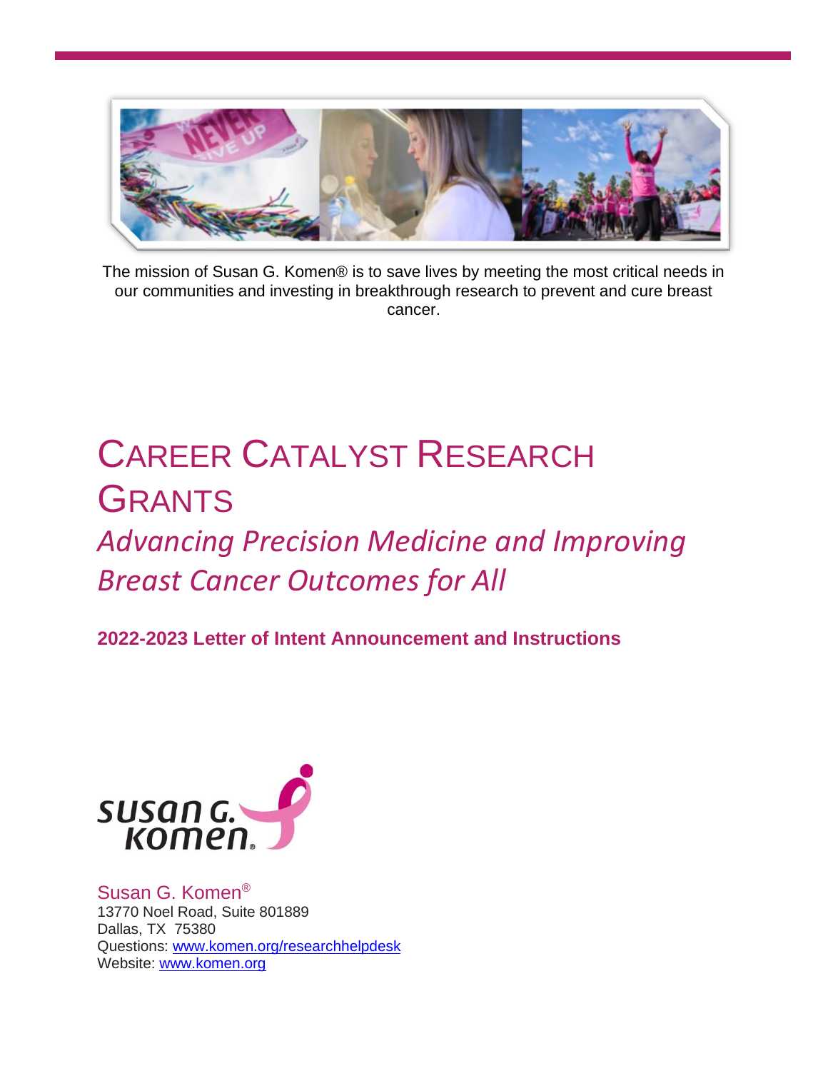The mission of Susan G. Komen® is to save lives by meeting the most critical needs in our communities and investing in breakthrough research to prevent and cure breast cancer.

# CAREER CATALYST RESEARCH GRANTS

## *Advancing Precision Medicine and Improving Breast Cancer Outcomes for All*

**2022-2023 Letter of Intent Announcement and Instructions**

Susan G. Komen®
13770 Noel Road, Suite 801889
Dallas, TX 75380
Questions: www.komen.org/researchhelpdesk
Website: www.komen.org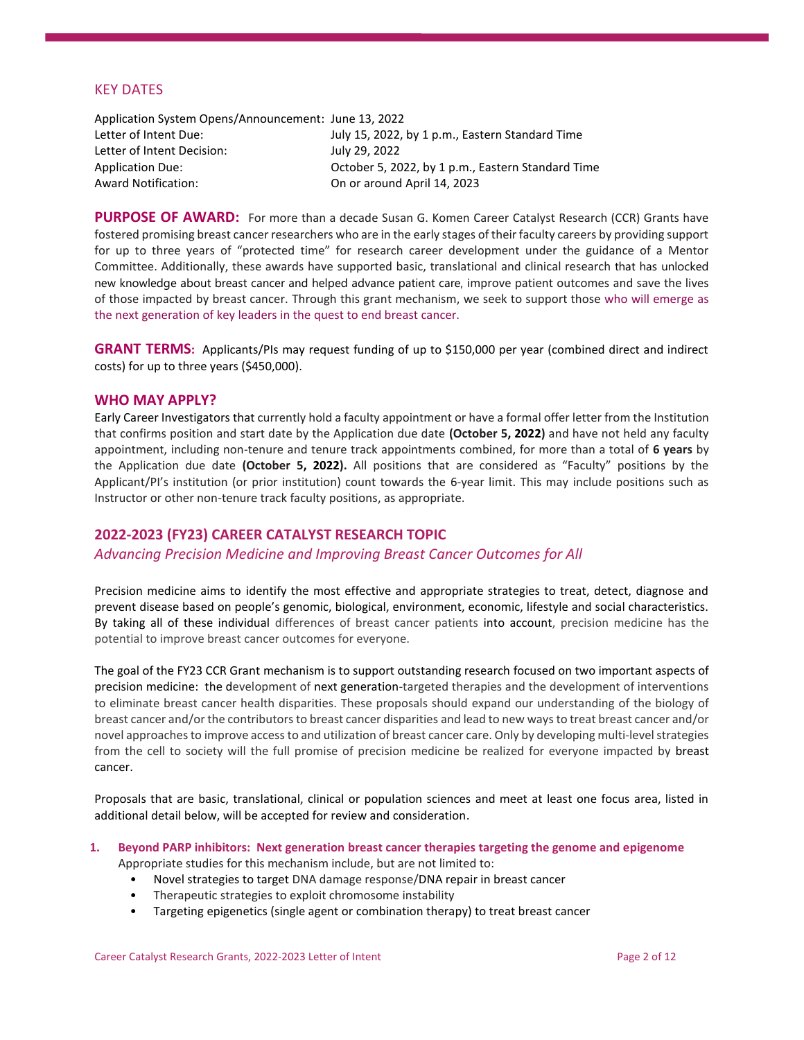## KEY DATES

| | |
|---|---|
| Application System Opens/Announcement: | June 13, 2022 |
| Letter of Intent Due: | July 15, 2022, by 1 p.m., Eastern Standard Time |
| Letter of Intent Decision: | July 29, 2022 |
| Application Due: | October 5, 2022, by 1 p.m., Eastern Standard Time |
| Award Notification: | On or around April 14, 2023 |

**PURPOSE OF AWARD:** For more than a decade Susan G. Komen Career Catalyst Research (CCR) Grants have fostered promising breast cancer researchers who are in the early stages of their faculty careers by providing support for up to three years of "protected time" for research career development under the guidance of a Mentor Committee. Additionally, these awards have supported basic, translational and clinical research that has unlocked new knowledge about breast cancer and helped advance patient care, improve patient outcomes and save the lives of those impacted by breast cancer. Through this grant mechanism, we seek to support those who will emerge as the next generation of key leaders in the quest to end breast cancer.

**GRANT TERMS:** Applicants/PIs may request funding of up to $150,000 per year (combined direct and indirect costs) for up to three years ($450,000).

## WHO MAY APPLY?

Early Career Investigators that currently hold a faculty appointment or have a formal offer letter from the Institution that confirms position and start date by the Application due date **(October 5, 2022)** and have not held any faculty appointment, including non-tenure and tenure track appointments combined, for more than a total of **6 years** by the Application due date **(October 5, 2022).** All positions that are considered as "Faculty" positions by the Applicant/PI's institution (or prior institution) count towards the 6-year limit. This may include positions such as Instructor or other non-tenure track faculty positions, as appropriate.

## 2022-2023 (FY23) CAREER CATALYST RESEARCH TOPIC

*Advancing Precision Medicine and Improving Breast Cancer Outcomes for All*

Precision medicine aims to identify the most effective and appropriate strategies to treat, detect, diagnose and prevent disease based on people's genomic, biological, environment, economic, lifestyle and social characteristics. By taking all of these individual differences of breast cancer patients into account, precision medicine has the potential to improve breast cancer outcomes for everyone.

The goal of the FY23 CCR Grant mechanism is to support outstanding research focused on two important aspects of precision medicine: the development of next generation-targeted therapies and the development of interventions to eliminate breast cancer health disparities. These proposals should expand our understanding of the biology of breast cancer and/or the contributors to breast cancer disparities and lead to new ways to treat breast cancer and/or novel approaches to improve access to and utilization of breast cancer care. Only by developing multi-level strategies from the cell to society will the full promise of precision medicine be realized for everyone impacted by breast cancer.

Proposals that are basic, translational, clinical or population sciences and meet at least one focus area, listed in additional detail below, will be accepted for review and consideration.

1. **Beyond PARP inhibitors: Next generation breast cancer therapies targeting the genome and epigenome**
   Appropriate studies for this mechanism include, but are not limited to:
   - Novel strategies to target DNA damage response/DNA repair in breast cancer
   - Therapeutic strategies to exploit chromosome instability
   - Targeting epigenetics (single agent or combination therapy) to treat breast cancer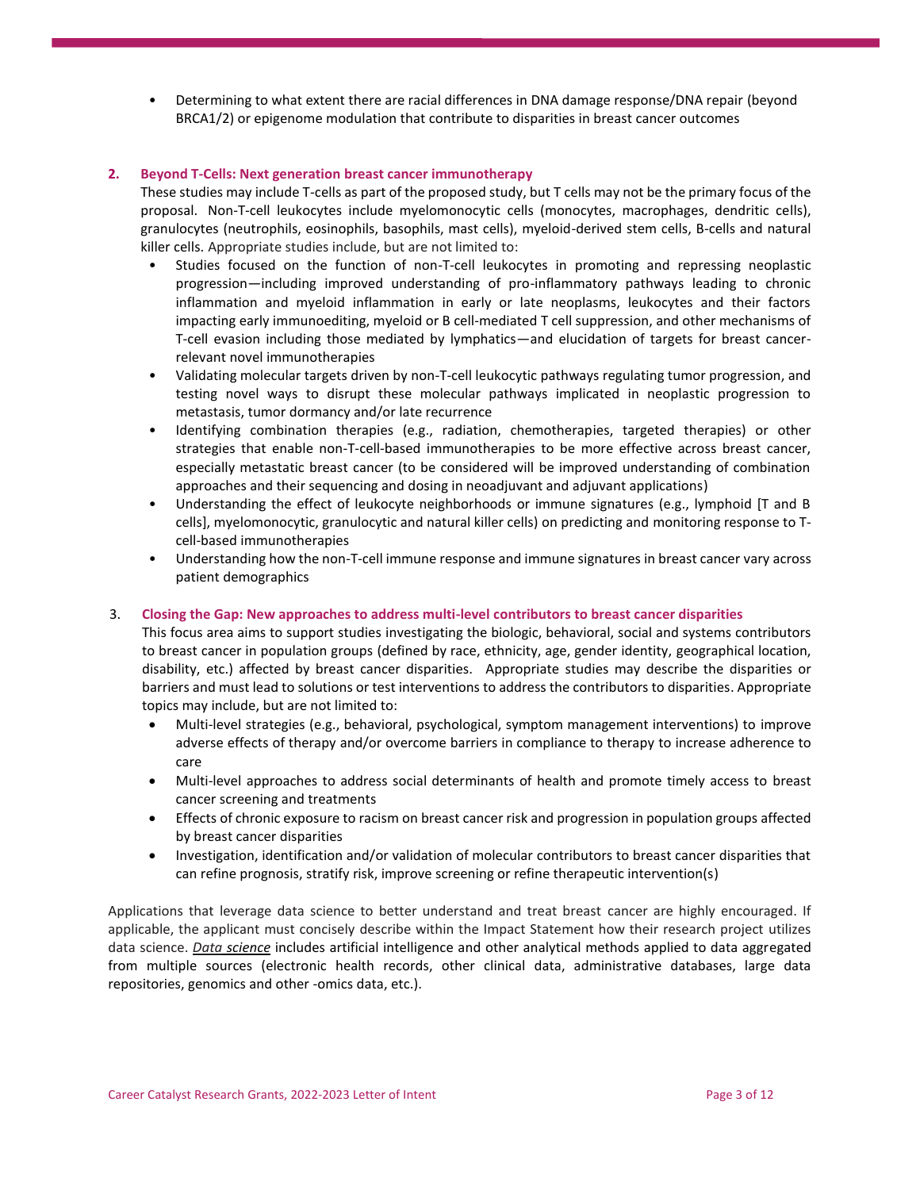- Determining to what extent there are racial differences in DNA damage response/DNA repair (beyond BRCA1/2) or epigenome modulation that contribute to disparities in breast cancer outcomes

**2. Beyond T-Cells: Next generation breast cancer immunotherapy**

These studies may include T-cells as part of the proposed study, but T cells may not be the primary focus of the proposal. Non-T-cell leukocytes include myelomonocytic cells (monocytes, macrophages, dendritic cells), granulocytes (neutrophils, eosinophils, basophils, mast cells), myeloid-derived stem cells, B-cells and natural killer cells. Appropriate studies include, but are not limited to:

- Studies focused on the function of non-T-cell leukocytes in promoting and repressing neoplastic progression—including improved understanding of pro-inflammatory pathways leading to chronic inflammation and myeloid inflammation in early or late neoplasms, leukocytes and their factors impacting early immunoediting, myeloid or B cell-mediated T cell suppression, and other mechanisms of T-cell evasion including those mediated by lymphatics—and elucidation of targets for breast cancer-relevant novel immunotherapies
- Validating molecular targets driven by non-T-cell leukocytic pathways regulating tumor progression, and testing novel ways to disrupt these molecular pathways implicated in neoplastic progression to metastasis, tumor dormancy and/or late recurrence
- Identifying combination therapies (e.g., radiation, chemotherapies, targeted therapies) or other strategies that enable non-T-cell-based immunotherapies to be more effective across breast cancer, especially metastatic breast cancer (to be considered will be improved understanding of combination approaches and their sequencing and dosing in neoadjuvant and adjuvant applications)
- Understanding the effect of leukocyte neighborhoods or immune signatures (e.g., lymphoid [T and B cells], myelomonocytic, granulocytic and natural killer cells) on predicting and monitoring response to T-cell-based immunotherapies
- Understanding how the non-T-cell immune response and immune signatures in breast cancer vary across patient demographics

**3. Closing the Gap: New approaches to address multi-level contributors to breast cancer disparities**

This focus area aims to support studies investigating the biologic, behavioral, social and systems contributors to breast cancer in population groups (defined by race, ethnicity, age, gender identity, geographical location, disability, etc.) affected by breast cancer disparities. Appropriate studies may describe the disparities or barriers and must lead to solutions or test interventions to address the contributors to disparities. Appropriate topics may include, but are not limited to:

- Multi-level strategies (e.g., behavioral, psychological, symptom management interventions) to improve adverse effects of therapy and/or overcome barriers in compliance to therapy to increase adherence to care
- Multi-level approaches to address social determinants of health and promote timely access to breast cancer screening and treatments
- Effects of chronic exposure to racism on breast cancer risk and progression in population groups affected by breast cancer disparities
- Investigation, identification and/or validation of molecular contributors to breast cancer disparities that can refine prognosis, stratify risk, improve screening or refine therapeutic intervention(s)

Applications that leverage data science to better understand and treat breast cancer are highly encouraged. If applicable, the applicant must concisely describe within the Impact Statement how their research project utilizes data science. ***Data science*** includes artificial intelligence and other analytical methods applied to data aggregated from multiple sources (electronic health records, other clinical data, administrative databases, large data repositories, genomics and other -omics data, etc.).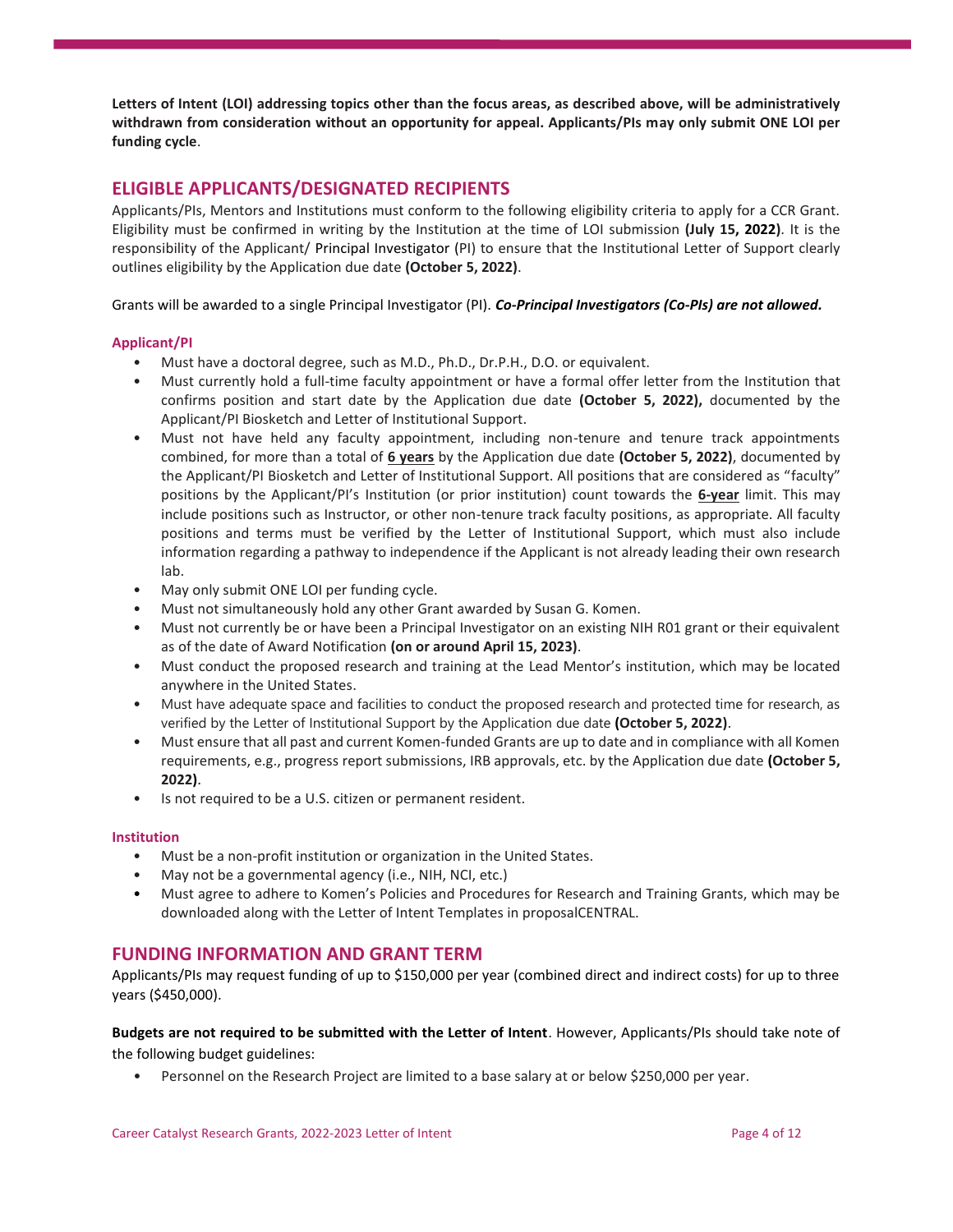**Letters of Intent (LOI) addressing topics other than the focus areas, as described above, will be administratively withdrawn from consideration without an opportunity for appeal. Applicants/PIs may only submit ONE LOI per funding cycle**.

## ELIGIBLE APPLICANTS/DESIGNATED RECIPIENTS

Applicants/PIs, Mentors and Institutions must conform to the following eligibility criteria to apply for a CCR Grant. Eligibility must be confirmed in writing by the Institution at the time of LOI submission **(July 15, 2022)**. It is the responsibility of the Applicant/ Principal Investigator (PI) to ensure that the Institutional Letter of Support clearly outlines eligibility by the Application due date **(October 5, 2022)**.

Grants will be awarded to a single Principal Investigator (PI). ***Co-Principal Investigators (Co-PIs) are not allowed.***

### Applicant/PI

- Must have a doctoral degree, such as M.D., Ph.D., Dr.P.H., D.O. or equivalent.
- Must currently hold a full-time faculty appointment or have a formal offer letter from the Institution that confirms position and start date by the Application due date **(October 5, 2022),** documented by the Applicant/PI Biosketch and Letter of Institutional Support.
- Must not have held any faculty appointment, including non-tenure and tenure track appointments combined, for more than a total of **6 years** by the Application due date **(October 5, 2022)**, documented by the Applicant/PI Biosketch and Letter of Institutional Support. All positions that are considered as "faculty" positions by the Applicant/PI's Institution (or prior institution) count towards the **6-year** limit. This may include positions such as Instructor, or other non-tenure track faculty positions, as appropriate. All faculty positions and terms must be verified by the Letter of Institutional Support, which must also include information regarding a pathway to independence if the Applicant is not already leading their own research lab.
- May only submit ONE LOI per funding cycle.
- Must not simultaneously hold any other Grant awarded by Susan G. Komen.
- Must not currently be or have been a Principal Investigator on an existing NIH R01 grant or their equivalent as of the date of Award Notification **(on or around April 15, 2023)**.
- Must conduct the proposed research and training at the Lead Mentor's institution, which may be located anywhere in the United States.
- Must have adequate space and facilities to conduct the proposed research and protected time for research, as verified by the Letter of Institutional Support by the Application due date **(October 5, 2022)**.
- Must ensure that all past and current Komen-funded Grants are up to date and in compliance with all Komen requirements, e.g., progress report submissions, IRB approvals, etc. by the Application due date **(October 5, 2022)**.
- Is not required to be a U.S. citizen or permanent resident.

### Institution

- Must be a non-profit institution or organization in the United States.
- May not be a governmental agency (i.e., NIH, NCI, etc.)
- Must agree to adhere to Komen's Policies and Procedures for Research and Training Grants, which may be downloaded along with the Letter of Intent Templates in proposalCENTRAL.

## FUNDING INFORMATION AND GRANT TERM

Applicants/PIs may request funding of up to $150,000 per year (combined direct and indirect costs) for up to three years ($450,000).

**Budgets are not required to be submitted with the Letter of Intent**. However, Applicants/PIs should take note of the following budget guidelines:

- Personnel on the Research Project are limited to a base salary at or below $250,000 per year.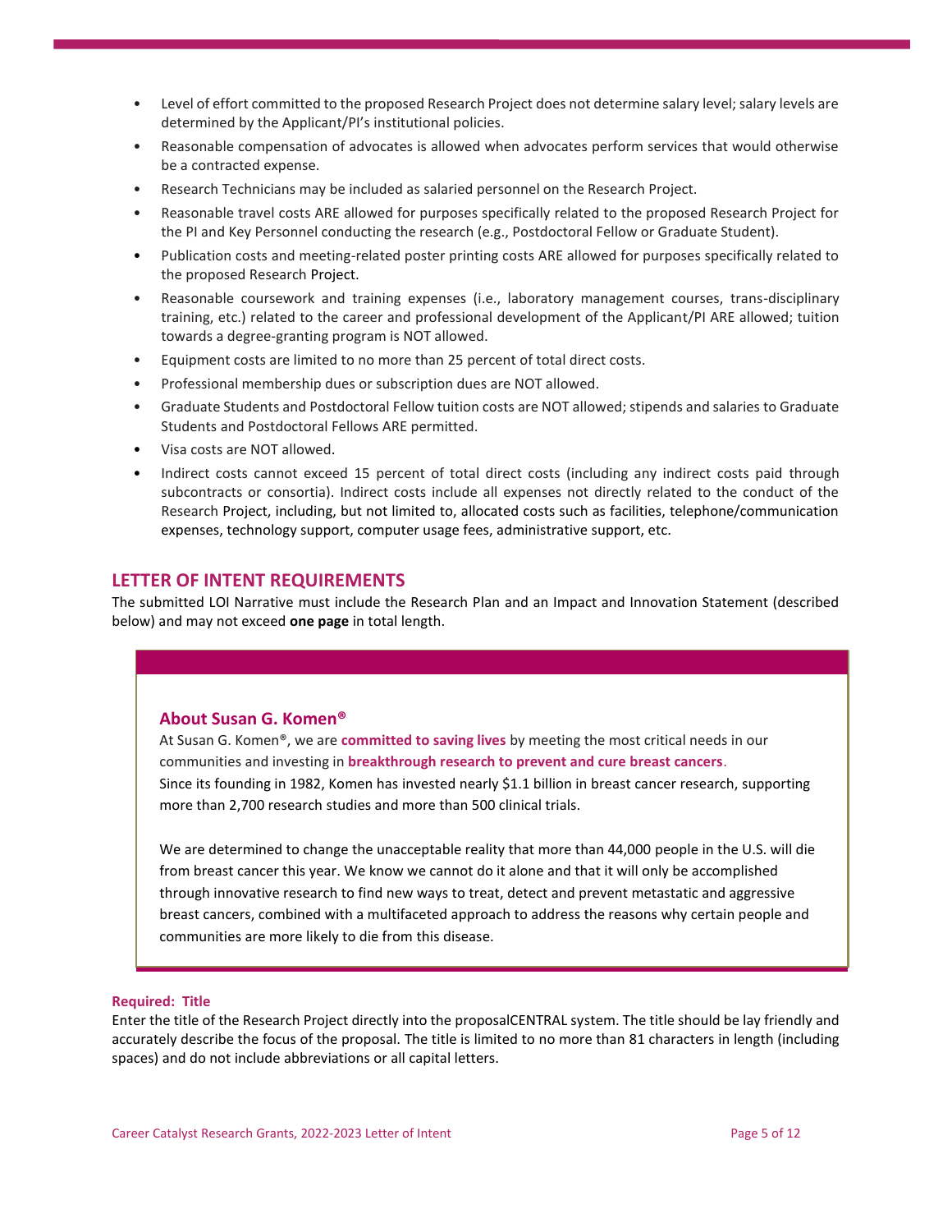- Level of effort committed to the proposed Research Project does not determine salary level; salary levels are determined by the Applicant/PI's institutional policies.
- Reasonable compensation of advocates is allowed when advocates perform services that would otherwise be a contracted expense.
- Research Technicians may be included as salaried personnel on the Research Project.
- Reasonable travel costs ARE allowed for purposes specifically related to the proposed Research Project for the PI and Key Personnel conducting the research (e.g., Postdoctoral Fellow or Graduate Student).
- Publication costs and meeting-related poster printing costs ARE allowed for purposes specifically related to the proposed Research Project.
- Reasonable coursework and training expenses (i.e., laboratory management courses, trans-disciplinary training, etc.) related to the career and professional development of the Applicant/PI ARE allowed; tuition towards a degree-granting program is NOT allowed.
- Equipment costs are limited to no more than 25 percent of total direct costs.
- Professional membership dues or subscription dues are NOT allowed.
- Graduate Students and Postdoctoral Fellow tuition costs are NOT allowed; stipends and salaries to Graduate Students and Postdoctoral Fellows ARE permitted.
- Visa costs are NOT allowed.
- Indirect costs cannot exceed 15 percent of total direct costs (including any indirect costs paid through subcontracts or consortia). Indirect costs include all expenses not directly related to the conduct of the Research Project, including, but not limited to, allocated costs such as facilities, telephone/communication expenses, technology support, computer usage fees, administrative support, etc.

## LETTER OF INTENT REQUIREMENTS

The submitted LOI Narrative must include the Research Plan and an Impact and Innovation Statement (described below) and may not exceed **one page** in total length.

### About Susan G. Komen®

At Susan G. Komen®, we are **committed to saving lives** by meeting the most critical needs in our communities and investing in **breakthrough research to prevent and cure breast cancers**. Since its founding in 1982, Komen has invested nearly $1.1 billion in breast cancer research, supporting more than 2,700 research studies and more than 500 clinical trials.

We are determined to change the unacceptable reality that more than 44,000 people in the U.S. will die from breast cancer this year. We know we cannot do it alone and that it will only be accomplished through innovative research to find new ways to treat, detect and prevent metastatic and aggressive breast cancers, combined with a multifaceted approach to address the reasons why certain people and communities are more likely to die from this disease.

**Required: Title**

Enter the title of the Research Project directly into the proposalCENTRAL system. The title should be lay friendly and accurately describe the focus of the proposal. The title is limited to no more than 81 characters in length (including spaces) and do not include abbreviations or all capital letters.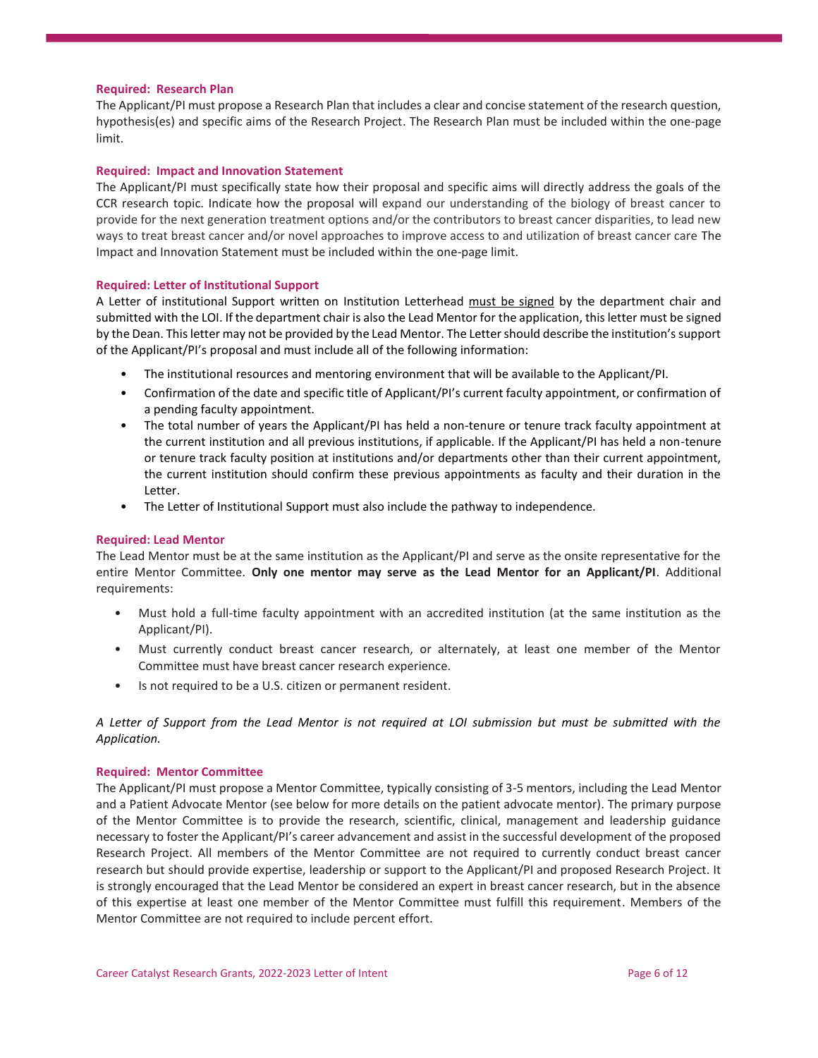**Required: Research Plan**

The Applicant/PI must propose a Research Plan that includes a clear and concise statement of the research question, hypothesis(es) and specific aims of the Research Project. The Research Plan must be included within the one-page limit.

**Required: Impact and Innovation Statement**

The Applicant/PI must specifically state how their proposal and specific aims will directly address the goals of the CCR research topic. Indicate how the proposal will expand our understanding of the biology of breast cancer to provide for the next generation treatment options and/or the contributors to breast cancer disparities, to lead new ways to treat breast cancer and/or novel approaches to improve access to and utilization of breast cancer care The Impact and Innovation Statement must be included within the one-page limit.

**Required: Letter of Institutional Support**

A Letter of institutional Support written on Institution Letterhead must be signed by the department chair and submitted with the LOI. If the department chair is also the Lead Mentor for the application, this letter must be signed by the Dean. This letter may not be provided by the Lead Mentor. The Letter should describe the institution's support of the Applicant/PI's proposal and must include all of the following information:

- The institutional resources and mentoring environment that will be available to the Applicant/PI.
- Confirmation of the date and specific title of Applicant/PI's current faculty appointment, or confirmation of a pending faculty appointment.
- The total number of years the Applicant/PI has held a non-tenure or tenure track faculty appointment at the current institution and all previous institutions, if applicable. If the Applicant/PI has held a non-tenure or tenure track faculty position at institutions and/or departments other than their current appointment, the current institution should confirm these previous appointments as faculty and their duration in the Letter.
- The Letter of Institutional Support must also include the pathway to independence.

**Required: Lead Mentor**

The Lead Mentor must be at the same institution as the Applicant/PI and serve as the onsite representative for the entire Mentor Committee. **Only one mentor may serve as the Lead Mentor for an Applicant/PI**. Additional requirements:

- Must hold a full-time faculty appointment with an accredited institution (at the same institution as the Applicant/PI).
- Must currently conduct breast cancer research, or alternately, at least one member of the Mentor Committee must have breast cancer research experience.
- Is not required to be a U.S. citizen or permanent resident.

*A Letter of Support from the Lead Mentor is not required at LOI submission but must be submitted with the Application.*

**Required: Mentor Committee**

The Applicant/PI must propose a Mentor Committee, typically consisting of 3-5 mentors, including the Lead Mentor and a Patient Advocate Mentor (see below for more details on the patient advocate mentor). The primary purpose of the Mentor Committee is to provide the research, scientific, clinical, management and leadership guidance necessary to foster the Applicant/PI's career advancement and assist in the successful development of the proposed Research Project. All members of the Mentor Committee are not required to currently conduct breast cancer research but should provide expertise, leadership or support to the Applicant/PI and proposed Research Project. It is strongly encouraged that the Lead Mentor be considered an expert in breast cancer research, but in the absence of this expertise at least one member of the Mentor Committee must fulfill this requirement. Members of the Mentor Committee are not required to include percent effort.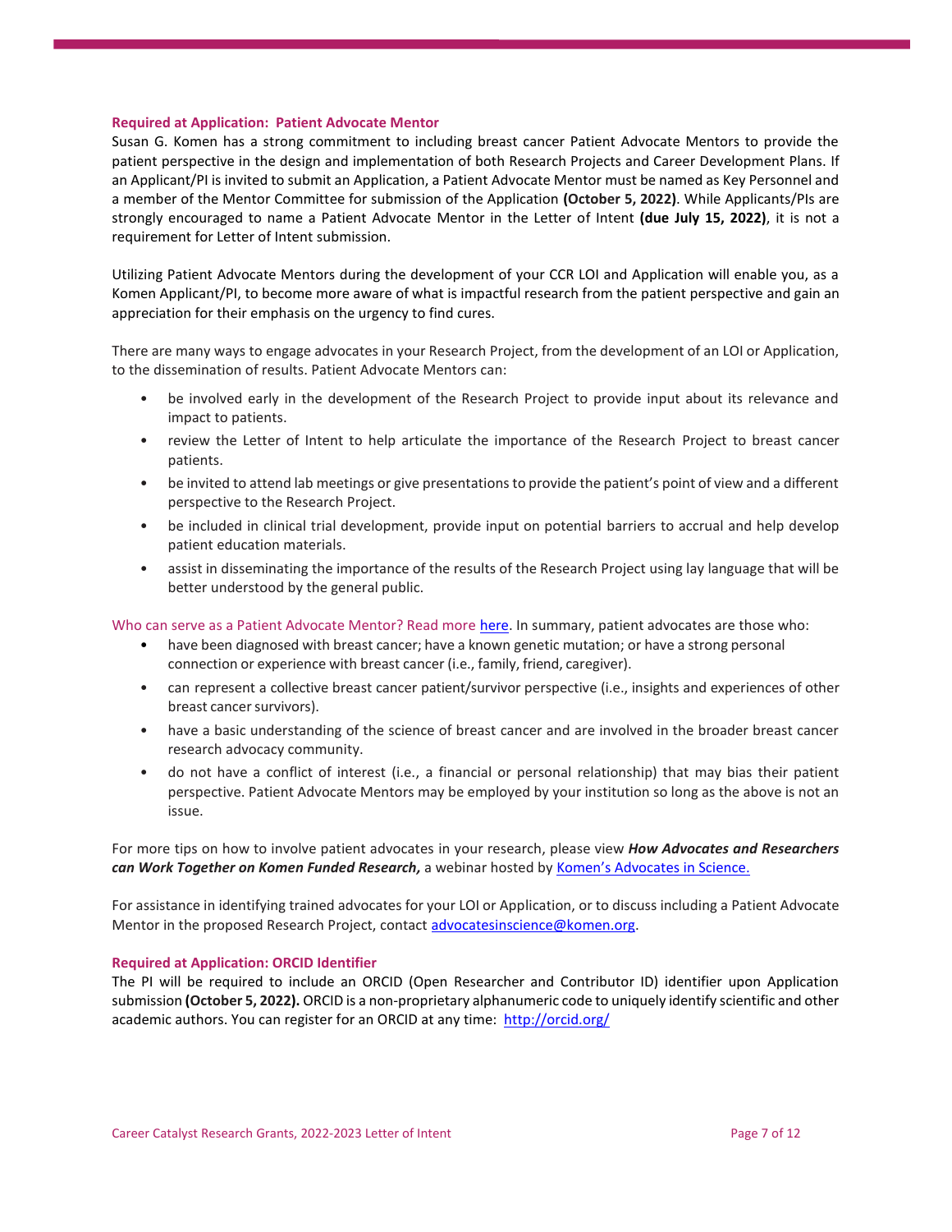### Required at Application: Patient Advocate Mentor

Susan G. Komen has a strong commitment to including breast cancer Patient Advocate Mentors to provide the patient perspective in the design and implementation of both Research Projects and Career Development Plans. If an Applicant/PI is invited to submit an Application, a Patient Advocate Mentor must be named as Key Personnel and a member of the Mentor Committee for submission of the Application **(October 5, 2022)**. While Applicants/PIs are strongly encouraged to name a Patient Advocate Mentor in the Letter of Intent **(due July 15, 2022)**, it is not a requirement for Letter of Intent submission.

Utilizing Patient Advocate Mentors during the development of your CCR LOI and Application will enable you, as a Komen Applicant/PI, to become more aware of what is impactful research from the patient perspective and gain an appreciation for their emphasis on the urgency to find cures.

There are many ways to engage advocates in your Research Project, from the development of an LOI or Application, to the dissemination of results. Patient Advocate Mentors can:

- be involved early in the development of the Research Project to provide input about its relevance and impact to patients.
- review the Letter of Intent to help articulate the importance of the Research Project to breast cancer patients.
- be invited to attend lab meetings or give presentations to provide the patient's point of view and a different perspective to the Research Project.
- be included in clinical trial development, provide input on potential barriers to accrual and help develop patient education materials.
- assist in disseminating the importance of the results of the Research Project using lay language that will be better understood by the general public.

Who can serve as a Patient Advocate Mentor? Read more here. In summary, patient advocates are those who:

- have been diagnosed with breast cancer; have a known genetic mutation; or have a strong personal connection or experience with breast cancer (i.e., family, friend, caregiver).
- can represent a collective breast cancer patient/survivor perspective (i.e., insights and experiences of other breast cancer survivors).
- have a basic understanding of the science of breast cancer and are involved in the broader breast cancer research advocacy community.
- do not have a conflict of interest (i.e., a financial or personal relationship) that may bias their patient perspective. Patient Advocate Mentors may be employed by your institution so long as the above is not an issue.

For more tips on how to involve patient advocates in your research, please view ***How Advocates and Researchers can Work Together on Komen Funded Research,*** a webinar hosted by Komen's Advocates in Science.

For assistance in identifying trained advocates for your LOI or Application, or to discuss including a Patient Advocate Mentor in the proposed Research Project, contact advocatesinscience@komen.org.

### Required at Application: ORCID Identifier

The PI will be required to include an ORCID (Open Researcher and Contributor ID) identifier upon Application submission **(October 5, 2022).** ORCID is a non-proprietary alphanumeric code to uniquely identify scientific and other academic authors. You can register for an ORCID at any time: http://orcid.org/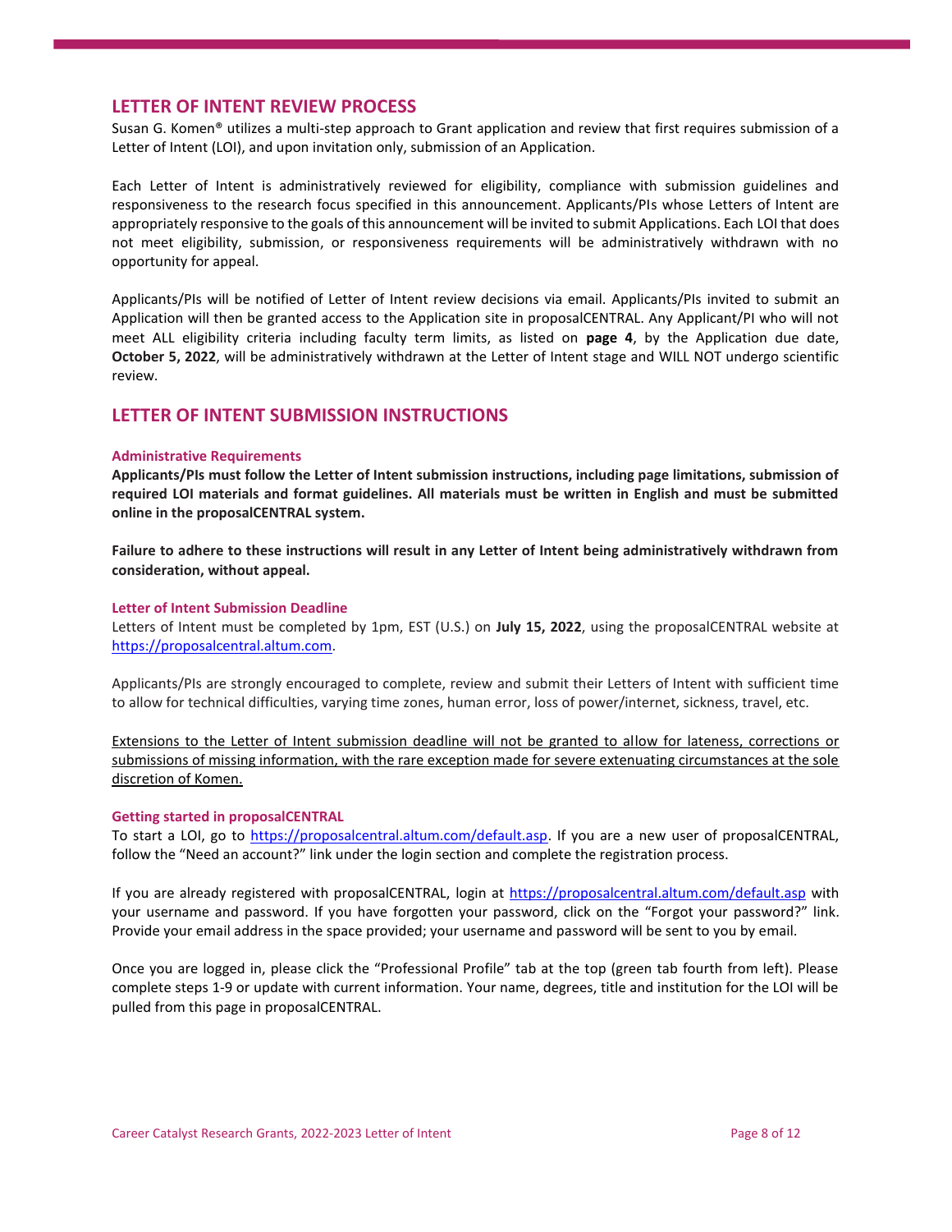## LETTER OF INTENT REVIEW PROCESS

Susan G. Komen® utilizes a multi-step approach to Grant application and review that first requires submission of a Letter of Intent (LOI), and upon invitation only, submission of an Application.

Each Letter of Intent is administratively reviewed for eligibility, compliance with submission guidelines and responsiveness to the research focus specified in this announcement. Applicants/PIs whose Letters of Intent are appropriately responsive to the goals of this announcement will be invited to submit Applications. Each LOI that does not meet eligibility, submission, or responsiveness requirements will be administratively withdrawn with no opportunity for appeal.

Applicants/PIs will be notified of Letter of Intent review decisions via email. Applicants/PIs invited to submit an Application will then be granted access to the Application site in proposalCENTRAL. Any Applicant/PI who will not meet ALL eligibility criteria including faculty term limits, as listed on **page 4**, by the Application due date, **October 5, 2022**, will be administratively withdrawn at the Letter of Intent stage and WILL NOT undergo scientific review.

## LETTER OF INTENT SUBMISSION INSTRUCTIONS

### Administrative Requirements

**Applicants/PIs must follow the Letter of Intent submission instructions, including page limitations, submission of required LOI materials and format guidelines. All materials must be written in English and must be submitted online in the proposalCENTRAL system.**

**Failure to adhere to these instructions will result in any Letter of Intent being administratively withdrawn from consideration, without appeal.**

### Letter of Intent Submission Deadline

Letters of Intent must be completed by 1pm, EST (U.S.) on **July 15, 2022**, using the proposalCENTRAL website at https://proposalcentral.altum.com.

Applicants/PIs are strongly encouraged to complete, review and submit their Letters of Intent with sufficient time to allow for technical difficulties, varying time zones, human error, loss of power/internet, sickness, travel, etc.

Extensions to the Letter of Intent submission deadline will not be granted to allow for lateness, corrections or submissions of missing information, with the rare exception made for severe extenuating circumstances at the sole discretion of Komen.

### Getting started in proposalCENTRAL

To start a LOI, go to https://proposalcentral.altum.com/default.asp. If you are a new user of proposalCENTRAL, follow the "Need an account?" link under the login section and complete the registration process.

If you are already registered with proposalCENTRAL, login at https://proposalcentral.altum.com/default.asp with your username and password. If you have forgotten your password, click on the "Forgot your password?" link. Provide your email address in the space provided; your username and password will be sent to you by email.

Once you are logged in, please click the "Professional Profile" tab at the top (green tab fourth from left). Please complete steps 1-9 or update with current information. Your name, degrees, title and institution for the LOI will be pulled from this page in proposalCENTRAL.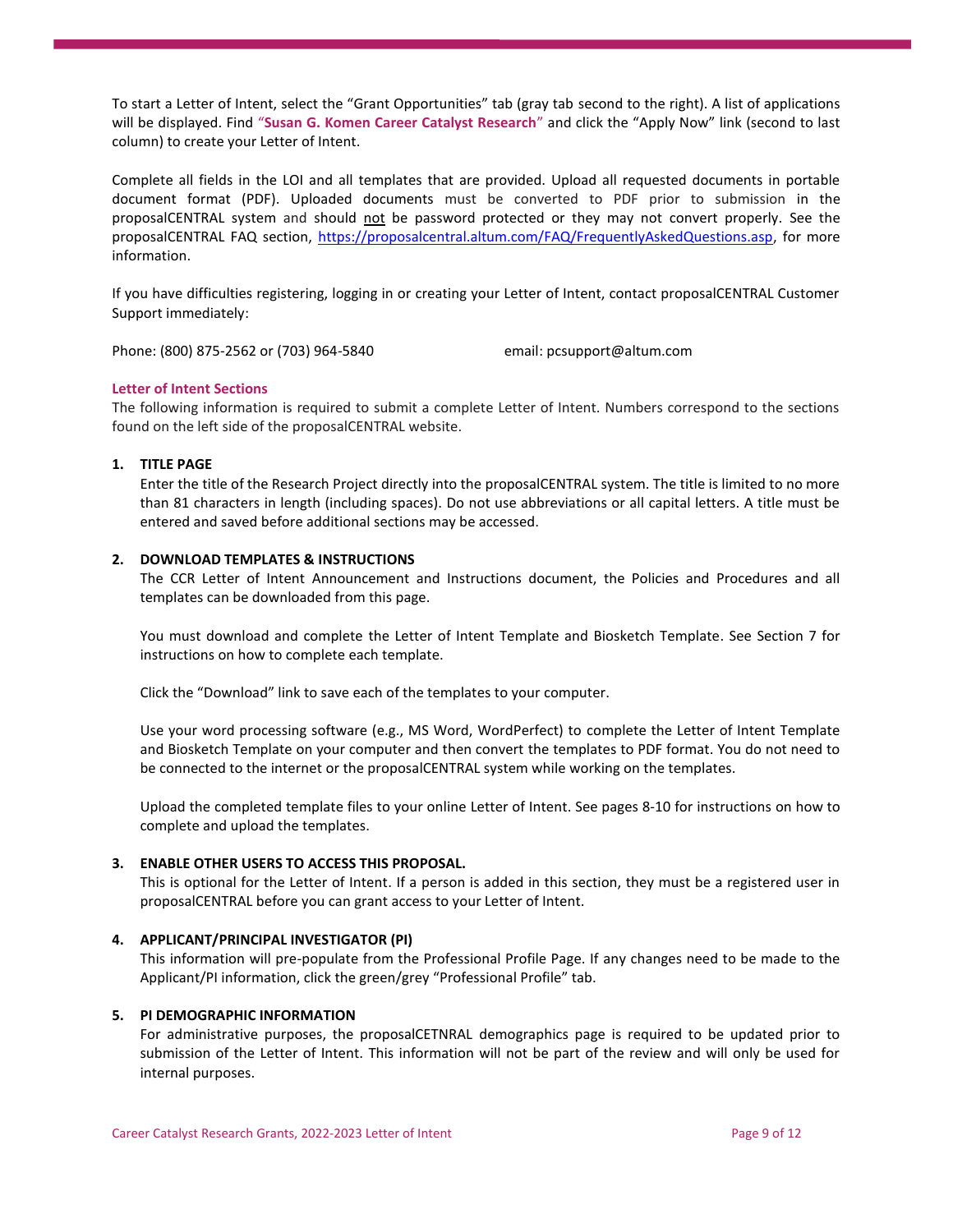To start a Letter of Intent, select the "Grant Opportunities" tab (gray tab second to the right). A list of applications will be displayed. Find "**Susan G. Komen Career Catalyst Research**" and click the "Apply Now" link (second to last column) to create your Letter of Intent.

Complete all fields in the LOI and all templates that are provided. Upload all requested documents in portable document format (PDF). Uploaded documents must be converted to PDF prior to submission in the proposalCENTRAL system and should not be password protected or they may not convert properly. See the proposalCENTRAL FAQ section, https://proposalcentral.altum.com/FAQ/FrequentlyAskedQuestions.asp, for more information.

If you have difficulties registering, logging in or creating your Letter of Intent, contact proposalCENTRAL Customer Support immediately:

Phone: (800) 875-2562 or (703) 964-5840 email: pcsupport@altum.com

### Letter of Intent Sections

The following information is required to submit a complete Letter of Intent. Numbers correspond to the sections found on the left side of the proposalCENTRAL website.

1. **TITLE PAGE**
   Enter the title of the Research Project directly into the proposalCENTRAL system. The title is limited to no more than 81 characters in length (including spaces). Do not use abbreviations or all capital letters. A title must be entered and saved before additional sections may be accessed.

2. **DOWNLOAD TEMPLATES & INSTRUCTIONS**
   The CCR Letter of Intent Announcement and Instructions document, the Policies and Procedures and all templates can be downloaded from this page.

   You must download and complete the Letter of Intent Template and Biosketch Template. See Section 7 for instructions on how to complete each template.

   Click the "Download" link to save each of the templates to your computer.

   Use your word processing software (e.g., MS Word, WordPerfect) to complete the Letter of Intent Template and Biosketch Template on your computer and then convert the templates to PDF format. You do not need to be connected to the internet or the proposalCENTRAL system while working on the templates.

   Upload the completed template files to your online Letter of Intent. See pages 8-10 for instructions on how to complete and upload the templates.

3. **ENABLE OTHER USERS TO ACCESS THIS PROPOSAL.**
   This is optional for the Letter of Intent. If a person is added in this section, they must be a registered user in proposalCENTRAL before you can grant access to your Letter of Intent.

4. **APPLICANT/PRINCIPAL INVESTIGATOR (PI)**
   This information will pre-populate from the Professional Profile Page. If any changes need to be made to the Applicant/PI information, click the green/grey "Professional Profile" tab.

5. **PI DEMOGRAPHIC INFORMATION**
   For administrative purposes, the proposalCETNRAL demographics page is required to be updated prior to submission of the Letter of Intent. This information will not be part of the review and will only be used for internal purposes.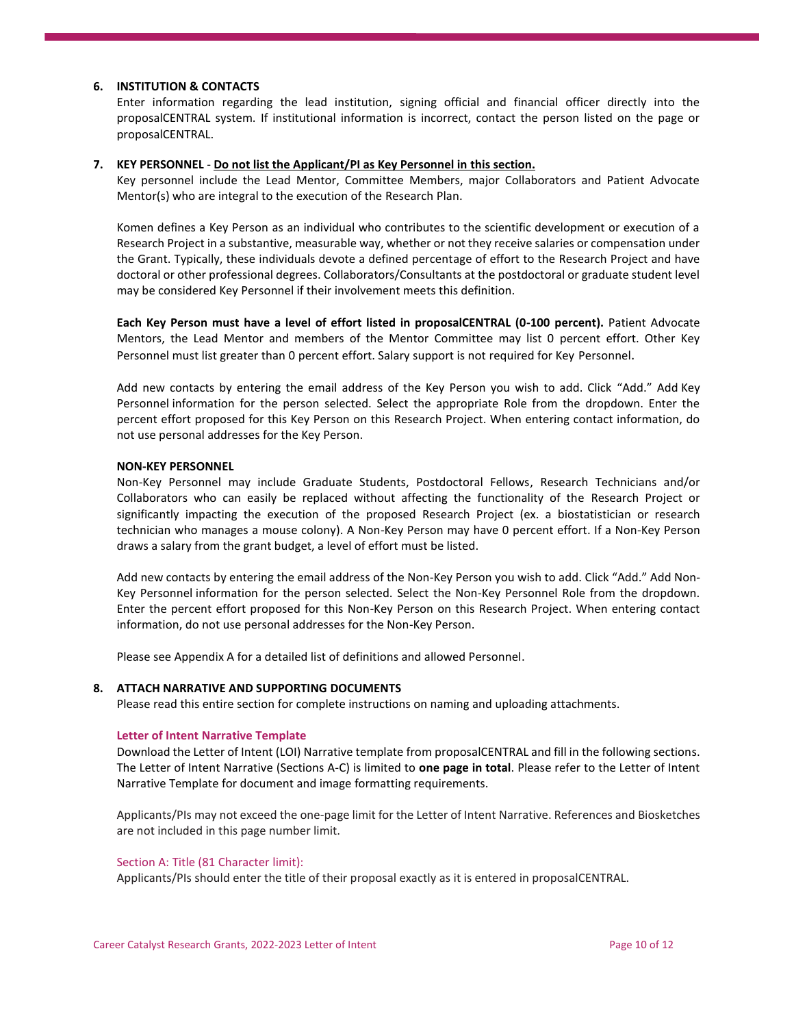6. **INSTITUTION & CONTACTS**

Enter information regarding the lead institution, signing official and financial officer directly into the proposalCENTRAL system. If institutional information is incorrect, contact the person listed on the page or proposalCENTRAL.

7. **KEY PERSONNEL** - **Do not list the Applicant/PI as Key Personnel in this section.**

Key personnel include the Lead Mentor, Committee Members, major Collaborators and Patient Advocate Mentor(s) who are integral to the execution of the Research Plan.

Komen defines a Key Person as an individual who contributes to the scientific development or execution of a Research Project in a substantive, measurable way, whether or not they receive salaries or compensation under the Grant. Typically, these individuals devote a defined percentage of effort to the Research Project and have doctoral or other professional degrees. Collaborators/Consultants at the postdoctoral or graduate student level may be considered Key Personnel if their involvement meets this definition.

**Each Key Person must have a level of effort listed in proposalCENTRAL (0-100 percent).** Patient Advocate Mentors, the Lead Mentor and members of the Mentor Committee may list 0 percent effort. Other Key Personnel must list greater than 0 percent effort. Salary support is not required for Key Personnel.

Add new contacts by entering the email address of the Key Person you wish to add. Click "Add." Add Key Personnel information for the person selected. Select the appropriate Role from the dropdown. Enter the percent effort proposed for this Key Person on this Research Project. When entering contact information, do not use personal addresses for the Key Person.

**NON-KEY PERSONNEL**

Non-Key Personnel may include Graduate Students, Postdoctoral Fellows, Research Technicians and/or Collaborators who can easily be replaced without affecting the functionality of the Research Project or significantly impacting the execution of the proposed Research Project (ex. a biostatistician or research technician who manages a mouse colony). A Non-Key Person may have 0 percent effort. If a Non-Key Person draws a salary from the grant budget, a level of effort must be listed.

Add new contacts by entering the email address of the Non-Key Person you wish to add. Click "Add." Add Non-Key Personnel information for the person selected. Select the Non-Key Personnel Role from the dropdown. Enter the percent effort proposed for this Non-Key Person on this Research Project. When entering contact information, do not use personal addresses for the Non-Key Person.

Please see Appendix A for a detailed list of definitions and allowed Personnel.

8. **ATTACH NARRATIVE AND SUPPORTING DOCUMENTS**

Please read this entire section for complete instructions on naming and uploading attachments.

**Letter of Intent Narrative Template**

Download the Letter of Intent (LOI) Narrative template from proposalCENTRAL and fill in the following sections. The Letter of Intent Narrative (Sections A-C) is limited to **one page in total**. Please refer to the Letter of Intent Narrative Template for document and image formatting requirements.

Applicants/PIs may not exceed the one-page limit for the Letter of Intent Narrative. References and Biosketches are not included in this page number limit.

Section A: Title (81 Character limit):

Applicants/PIs should enter the title of their proposal exactly as it is entered in proposalCENTRAL.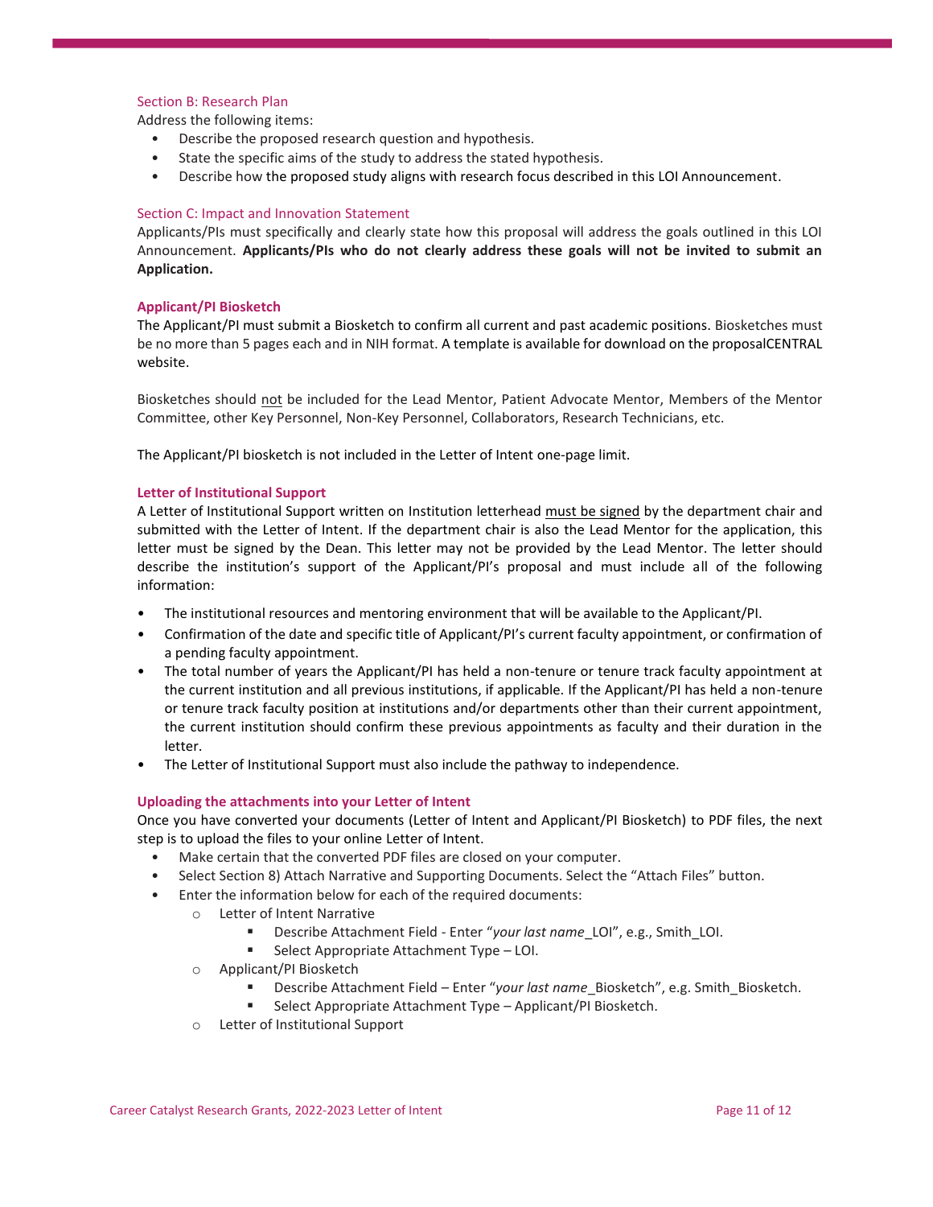### Section B: Research Plan

Address the following items:

- Describe the proposed research question and hypothesis.
- State the specific aims of the study to address the stated hypothesis.
- Describe how the proposed study aligns with research focus described in this LOI Announcement.

### Section C: Impact and Innovation Statement

Applicants/PIs must specifically and clearly state how this proposal will address the goals outlined in this LOI Announcement. **Applicants/PIs who do not clearly address these goals will not be invited to submit an Application.**

### Applicant/PI Biosketch

The Applicant/PI must submit a Biosketch to confirm all current and past academic positions. Biosketches must be no more than 5 pages each and in NIH format. A template is available for download on the proposalCENTRAL website.

Biosketches should not be included for the Lead Mentor, Patient Advocate Mentor, Members of the Mentor Committee, other Key Personnel, Non-Key Personnel, Collaborators, Research Technicians, etc.

The Applicant/PI biosketch is not included in the Letter of Intent one-page limit.

### Letter of Institutional Support

A Letter of Institutional Support written on Institution letterhead must be signed by the department chair and submitted with the Letter of Intent. If the department chair is also the Lead Mentor for the application, this letter must be signed by the Dean. This letter may not be provided by the Lead Mentor. The letter should describe the institution's support of the Applicant/PI's proposal and must include all of the following information:

- The institutional resources and mentoring environment that will be available to the Applicant/PI.
- Confirmation of the date and specific title of Applicant/PI's current faculty appointment, or confirmation of a pending faculty appointment.
- The total number of years the Applicant/PI has held a non-tenure or tenure track faculty appointment at the current institution and all previous institutions, if applicable. If the Applicant/PI has held a non-tenure or tenure track faculty position at institutions and/or departments other than their current appointment, the current institution should confirm these previous appointments as faculty and their duration in the letter.
- The Letter of Institutional Support must also include the pathway to independence.

### Uploading the attachments into your Letter of Intent

Once you have converted your documents (Letter of Intent and Applicant/PI Biosketch) to PDF files, the next step is to upload the files to your online Letter of Intent.

- Make certain that the converted PDF files are closed on your computer.
- Select Section 8) Attach Narrative and Supporting Documents. Select the "Attach Files" button.
- Enter the information below for each of the required documents:
  - Letter of Intent Narrative
    - Describe Attachment Field - Enter "*your last name*_LOI", e.g., Smith_LOI.
    - Select Appropriate Attachment Type – LOI.
  - Applicant/PI Biosketch
    - Describe Attachment Field – Enter "*your last name*_Biosketch", e.g. Smith_Biosketch.
    - Select Appropriate Attachment Type – Applicant/PI Biosketch.
  - Letter of Institutional Support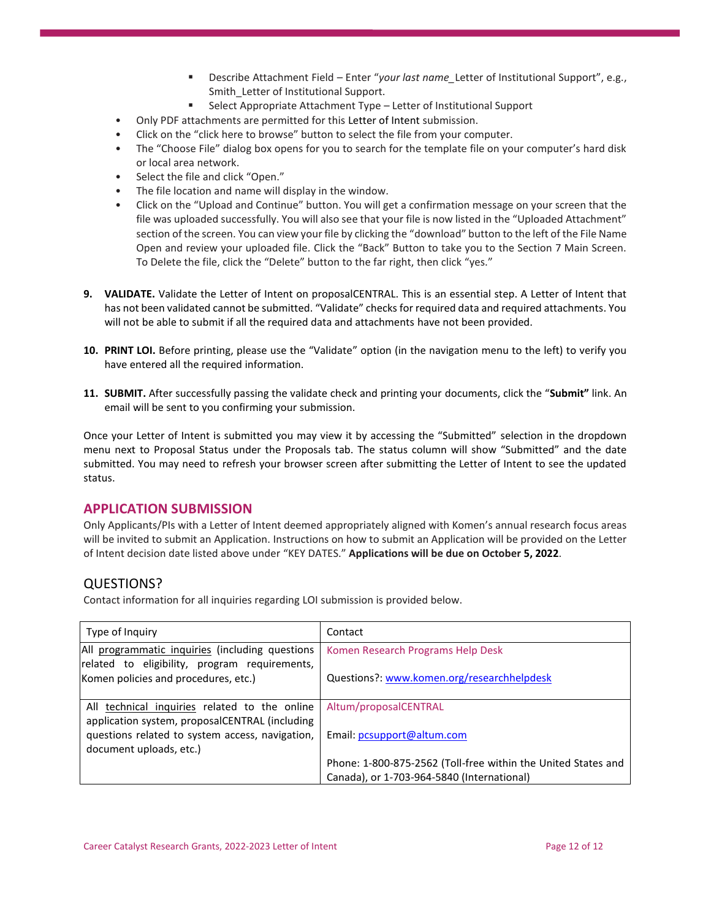- Describe Attachment Field – Enter "*your last name*_Letter of Institutional Support", e.g., Smith_Letter of Institutional Support.
    - Select Appropriate Attachment Type – Letter of Institutional Support
- Only PDF attachments are permitted for this Letter of Intent submission.
- Click on the "click here to browse" button to select the file from your computer.
- The "Choose File" dialog box opens for you to search for the template file on your computer's hard disk or local area network.
- Select the file and click "Open."
- The file location and name will display in the window.
- Click on the "Upload and Continue" button. You will get a confirmation message on your screen that the file was uploaded successfully. You will also see that your file is now listed in the "Uploaded Attachment" section of the screen. You can view your file by clicking the "download" button to the left of the File Name Open and review your uploaded file. Click the "Back" Button to take you to the Section 7 Main Screen. To Delete the file, click the "Delete" button to the far right, then click "yes."

9. **VALIDATE.** Validate the Letter of Intent on proposalCENTRAL. This is an essential step. A Letter of Intent that has not been validated cannot be submitted. "Validate" checks for required data and required attachments. You will not be able to submit if all the required data and attachments have not been provided.

10. **PRINT LOI.** Before printing, please use the "Validate" option (in the navigation menu to the left) to verify you have entered all the required information.

11. **SUBMIT.** After successfully passing the validate check and printing your documents, click the "**Submit"** link. An email will be sent to you confirming your submission.

Once your Letter of Intent is submitted you may view it by accessing the "Submitted" selection in the dropdown menu next to Proposal Status under the Proposals tab. The status column will show "Submitted" and the date submitted. You may need to refresh your browser screen after submitting the Letter of Intent to see the updated status.

## APPLICATION SUBMISSION

Only Applicants/PIs with a Letter of Intent deemed appropriately aligned with Komen's annual research focus areas will be invited to submit an Application. Instructions on how to submit an Application will be provided on the Letter of Intent decision date listed above under "KEY DATES." **Applications will be due on October 5, 2022**.

## QUESTIONS?

Contact information for all inquiries regarding LOI submission is provided below.

| Type of Inquiry | Contact |
|---|---|
| All programmatic inquiries (including questions related to eligibility, program requirements, Komen policies and procedures, etc.) | Komen Research Programs Help Desk<br><br>Questions?: www.komen.org/researchhelpdesk |
| All technical inquiries related to the online application system, proposalCENTRAL (including questions related to system access, navigation, document uploads, etc.) | Altum/proposalCENTRAL<br><br>Email: pcsupport@altum.com<br><br>Phone: 1-800-875-2562 (Toll-free within the United States and Canada), or 1-703-964-5840 (International) |